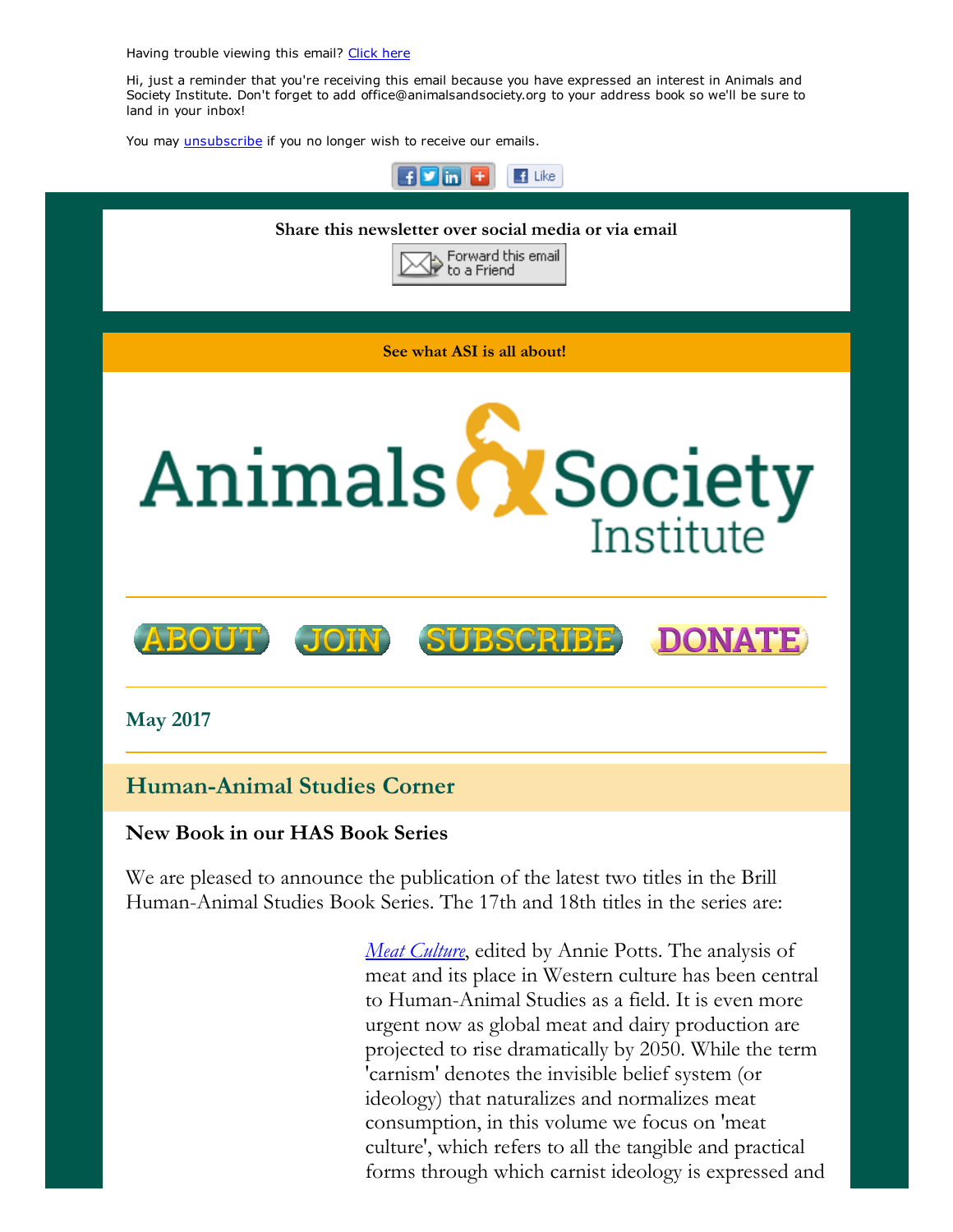Having trouble viewing this email? [Click here]

Hi, just a reminder that you're receiving this email because you have expressed an interest in Animals and Society Institute. Don't forget to add office@animalsandsociety.org to your address book so we'll be sure to land in your inbox!

You may [unsubscribe] if you no longer wish to receive our emails.

**Share this newsletter over social media or via email**

Forward this email to a Friend

**See what ASI is all about!**

# Animals & Society Institute

ABOUT JOIN SUBSCRIBE DONATE

## May 2017

## Human-Animal Studies Corner

### New Book in our HAS Book Series

We are pleased to announce the publication of the latest two titles in the Brill Human-Animal Studies Book Series. The 17th and 18th titles in the series are:

*Meat Culture*, edited by Annie Potts. The analysis of meat and its place in Western culture has been central to Human-Animal Studies as a field. It is even more urgent now as global meat and dairy production are projected to rise dramatically by 2050. While the term 'carnism' denotes the invisible belief system (or ideology) that naturalizes and normalizes meat consumption, in this volume we focus on 'meat culture', which refers to all the tangible and practical forms through which carnist ideology is expressed and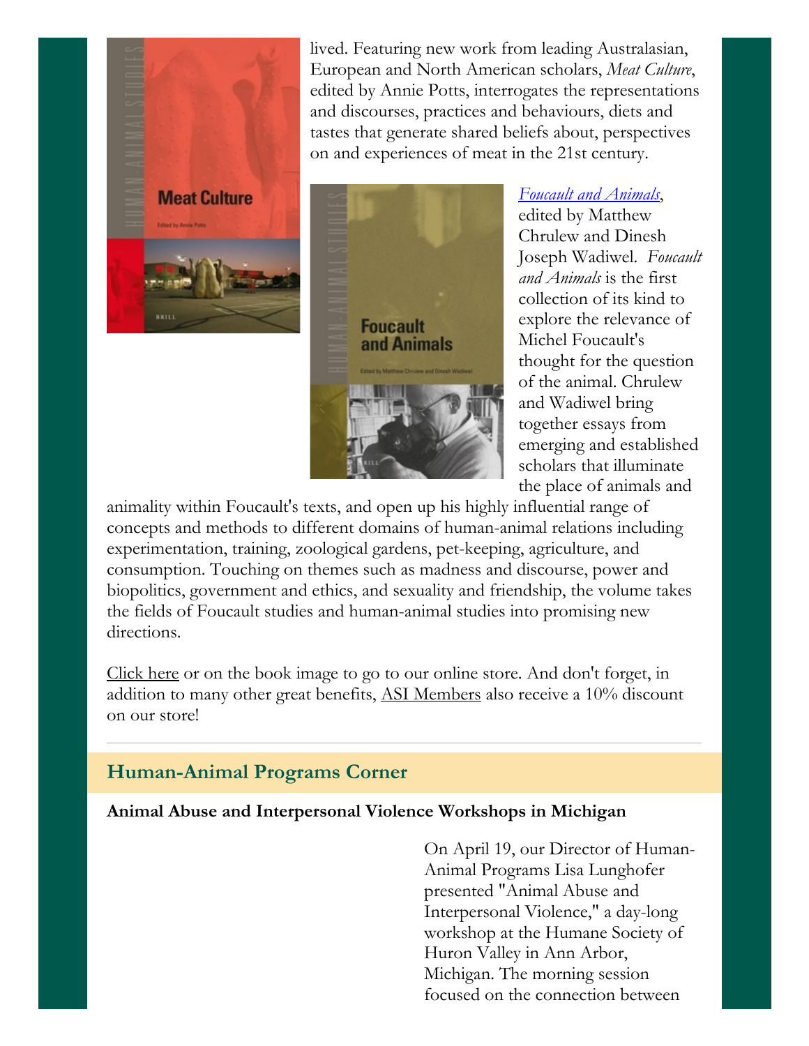lived. Featuring new work from leading Australasian, European and North American scholars, *Meat Culture*, edited by Annie Potts, interrogates the representations and discourses, practices and behaviours, diets and tastes that generate shared beliefs about, perspectives on and experiences of meat in the 21st century.

*Foucault and Animals*, edited by Matthew Chrulew and Dinesh Joseph Wadiwel. *Foucault and Animals* is the first collection of its kind to explore the relevance of Michel Foucault's thought for the question of the animal. Chrulew and Wadiwel bring together essays from emerging and established scholars that illuminate the place of animals and animality within Foucault's texts, and open up his highly influential range of concepts and methods to different domains of human-animal relations including experimentation, training, zoological gardens, pet-keeping, agriculture, and consumption. Touching on themes such as madness and discourse, power and biopolitics, government and ethics, and sexuality and friendship, the volume takes the fields of Foucault studies and human-animal studies into promising new directions.

Click here or on the book image to go to our online store. And don't forget, in addition to many other great benefits, ASI Members also receive a 10% discount on our store!

---

## Human-Animal Programs Corner

**Animal Abuse and Interpersonal Violence Workshops in Michigan**

On April 19, our Director of Human-Animal Programs Lisa Lunghofer presented "Animal Abuse and Interpersonal Violence," a day-long workshop at the Humane Society of Huron Valley in Ann Arbor, Michigan. The morning session focused on the connection between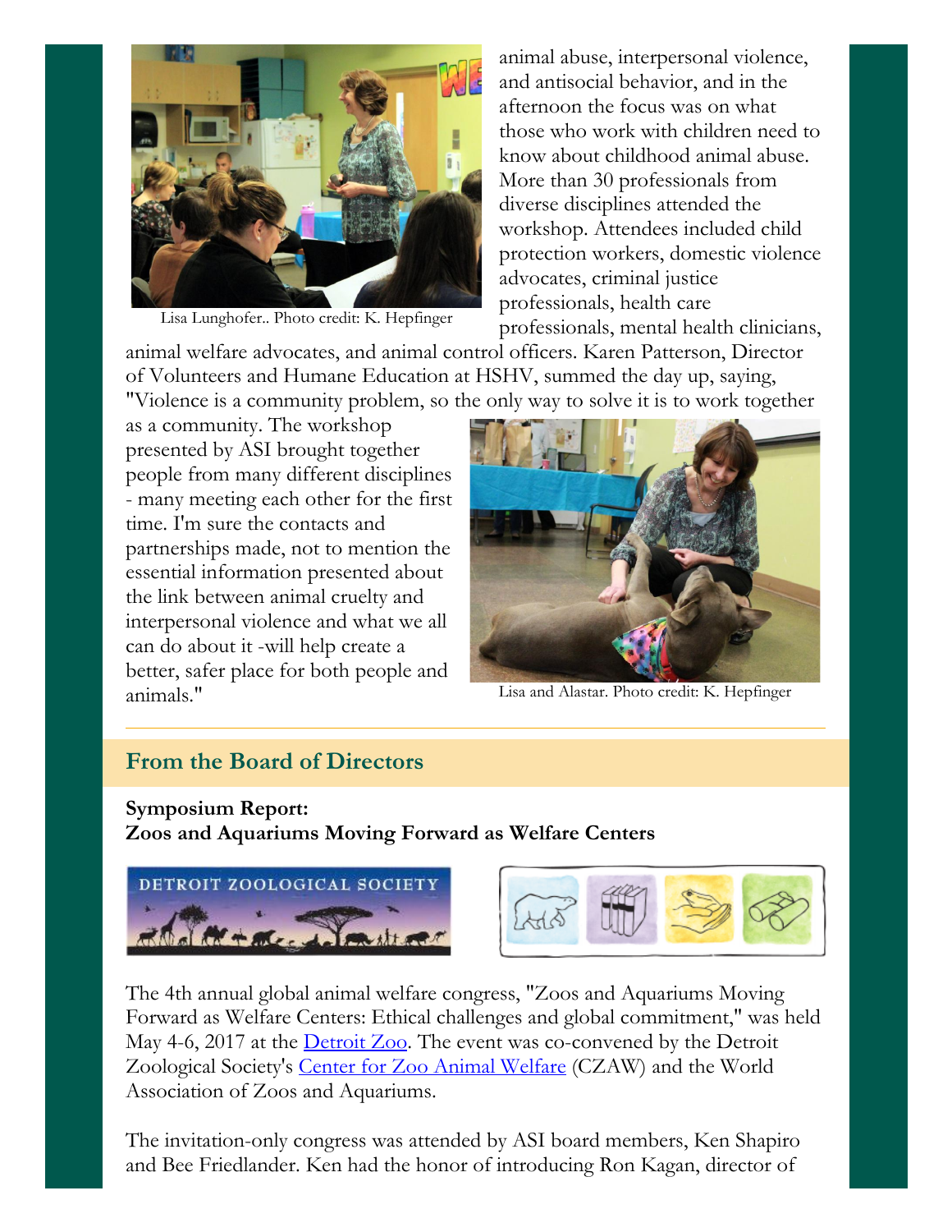Lisa Lunghofer.. Photo credit: K. Hepfinger

animal abuse, interpersonal violence, and antisocial behavior, and in the afternoon the focus was on what those who work with children need to know about childhood animal abuse. More than 30 professionals from diverse disciplines attended the workshop. Attendees included child protection workers, domestic violence advocates, criminal justice professionals, health care professionals, mental health clinicians, animal welfare advocates, and animal control officers. Karen Patterson, Director of Volunteers and Humane Education at HSHV, summed the day up, saying, "Violence is a community problem, so the only way to solve it is to work together as a community. The workshop presented by ASI brought together people from many different disciplines - many meeting each other for the first time. I'm sure the contacts and partnerships made, not to mention the essential information presented about the link between animal cruelty and interpersonal violence and what we all can do about it -will help create a better, safer place for both people and animals."

Lisa and Alastar. Photo credit: K. Hepfinger

## From the Board of Directors

**Symposium Report:**
**Zoos and Aquariums Moving Forward as Welfare Centers**

The 4th annual global animal welfare congress, "Zoos and Aquariums Moving Forward as Welfare Centers: Ethical challenges and global commitment," was held May 4-6, 2017 at the Detroit Zoo. The event was co-convened by the Detroit Zoological Society's Center for Zoo Animal Welfare (CZAW) and the World Association of Zoos and Aquariums.

The invitation-only congress was attended by ASI board members, Ken Shapiro and Bee Friedlander. Ken had the honor of introducing Ron Kagan, director of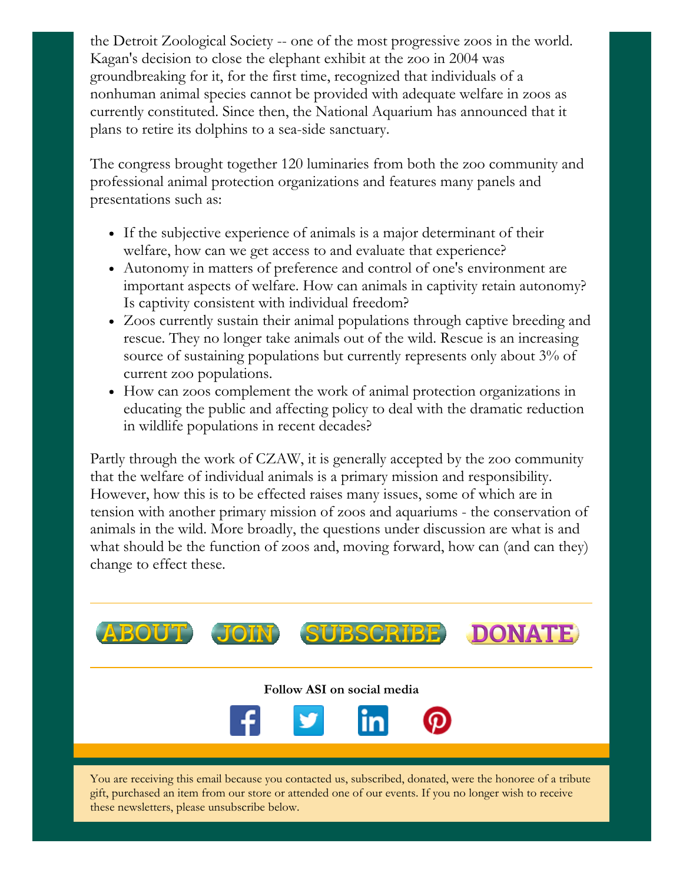the Detroit Zoological Society -- one of the most progressive zoos in the world. Kagan's decision to close the elephant exhibit at the zoo in 2004 was groundbreaking for it, for the first time, recognized that individuals of a nonhuman animal species cannot be provided with adequate welfare in zoos as currently constituted. Since then, the National Aquarium has announced that it plans to retire its dolphins to a sea-side sanctuary.

The congress brought together 120 luminaries from both the zoo community and professional animal protection organizations and features many panels and presentations such as:

- If the subjective experience of animals is a major determinant of their welfare, how can we get access to and evaluate that experience?
- Autonomy in matters of preference and control of one's environment are important aspects of welfare. How can animals in captivity retain autonomy? Is captivity consistent with individual freedom?
- Zoos currently sustain their animal populations through captive breeding and rescue. They no longer take animals out of the wild. Rescue is an increasing source of sustaining populations but currently represents only about 3% of current zoo populations.
- How can zoos complement the work of animal protection organizations in educating the public and affecting policy to deal with the dramatic reduction in wildlife populations in recent decades?

Partly through the work of CZAW, it is generally accepted by the zoo community that the welfare of individual animals is a primary mission and responsibility. However, how this is to be effected raises many issues, some of which are in tension with another primary mission of zoos and aquariums - the conservation of animals in the wild. More broadly, the questions under discussion are what is and what should be the function of zoos and, moving forward, how can (and can they) change to effect these.

---

ABOUT JOIN SUBSCRIBE DONATE

---

**Follow ASI on social media**

You are receiving this email because you contacted us, subscribed, donated, were the honoree of a tribute gift, purchased an item from our store or attended one of our events. If you no longer wish to receive these newsletters, please unsubscribe below.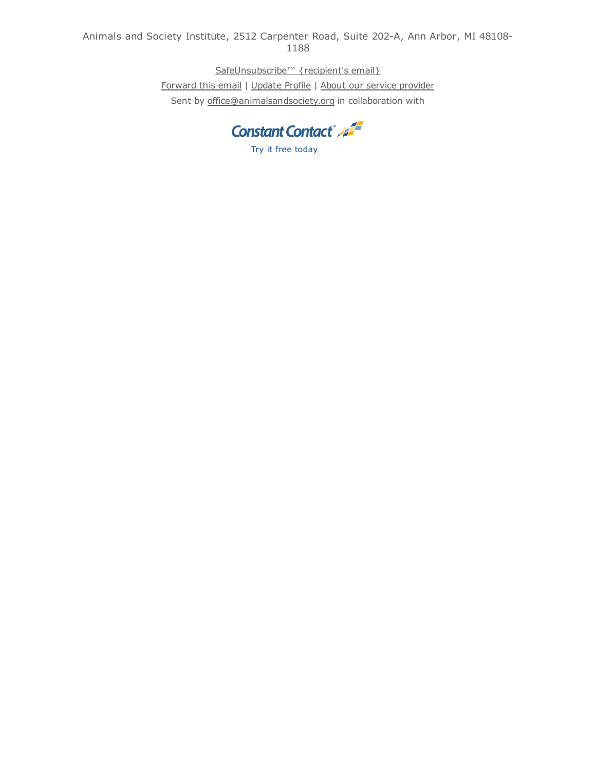Animals and Society Institute, 2512 Carpenter Road, Suite 202-A, Ann Arbor, MI 48108-1188

SafeUnsubscribe™ {recipient's email}

Forward this email | Update Profile | About our service provider

Sent by office@animalsandsociety.org in collaboration with

Constant Contact

Try it free today